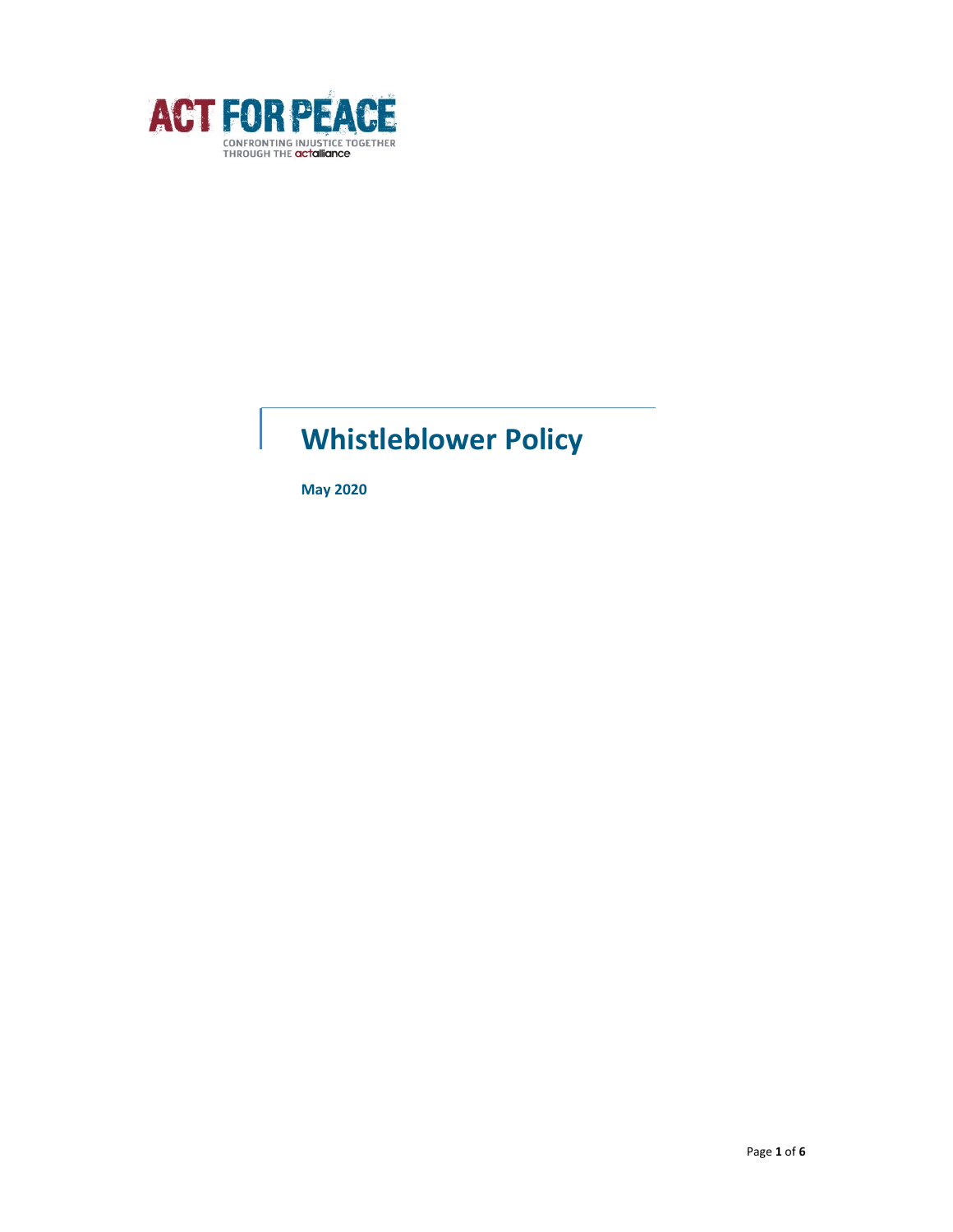ACT FOR PEACE

CONFRONTING INJUSTICE TOGETHER THROUGH THE actalliance

# Whistleblower Policy

**May 2020**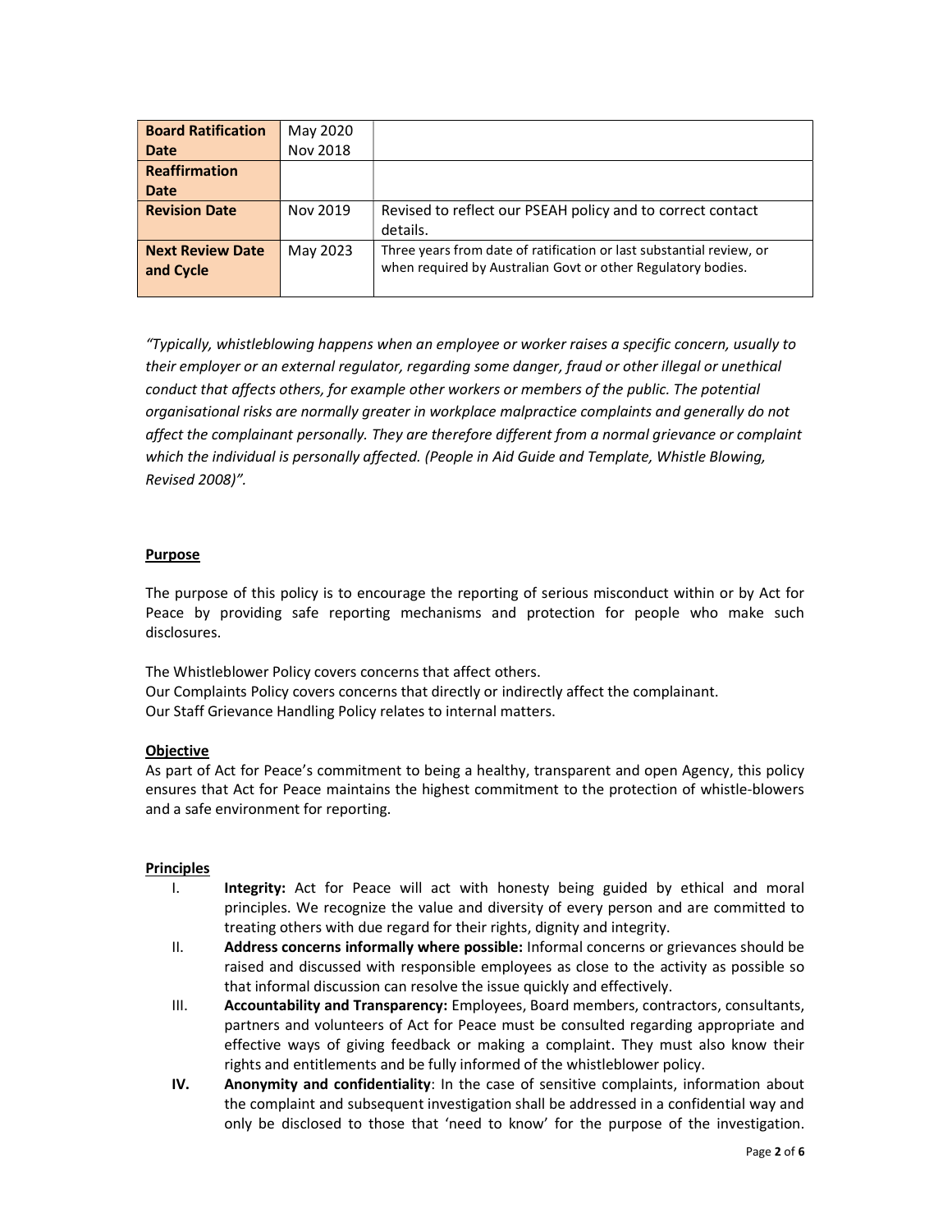| **Board Ratification Date** | May 2020<br>Nov 2018 | |
|---|---|---|
| **Reaffirmation Date** | | |
| **Revision Date** | Nov 2019 | Revised to reflect our PSEAH policy and to correct contact details. |
| **Next Review Date and Cycle** | May 2023 | Three years from date of ratification or last substantial review, or when required by Australian Govt or other Regulatory bodies. |

*"Typically, whistleblowing happens when an employee or worker raises a specific concern, usually to their employer or an external regulator, regarding some danger, fraud or other illegal or unethical conduct that affects others, for example other workers or members of the public. The potential organisational risks are normally greater in workplace malpractice complaints and generally do not affect the complainant personally. They are therefore different from a normal grievance or complaint which the individual is personally affected. (People in Aid Guide and Template, Whistle Blowing, Revised 2008)".*

**Purpose**

The purpose of this policy is to encourage the reporting of serious misconduct within or by Act for Peace by providing safe reporting mechanisms and protection for people who make such disclosures.

The Whistleblower Policy covers concerns that affect others.
Our Complaints Policy covers concerns that directly or indirectly affect the complainant.
Our Staff Grievance Handling Policy relates to internal matters.

**Objective**

As part of Act for Peace's commitment to being a healthy, transparent and open Agency, this policy ensures that Act for Peace maintains the highest commitment to the protection of whistle-blowers and a safe environment for reporting.

**Principles**

I. **Integrity:** Act for Peace will act with honesty being guided by ethical and moral principles. We recognize the value and diversity of every person and are committed to treating others with due regard for their rights, dignity and integrity.

II. **Address concerns informally where possible:** Informal concerns or grievances should be raised and discussed with responsible employees as close to the activity as possible so that informal discussion can resolve the issue quickly and effectively.

III. **Accountability and Transparency:** Employees, Board members, contractors, consultants, partners and volunteers of Act for Peace must be consulted regarding appropriate and effective ways of giving feedback or making a complaint. They must also know their rights and entitlements and be fully informed of the whistleblower policy.

**IV.** **Anonymity and confidentiality**: In the case of sensitive complaints, information about the complaint and subsequent investigation shall be addressed in a confidential way and only be disclosed to those that 'need to know' for the purpose of the investigation.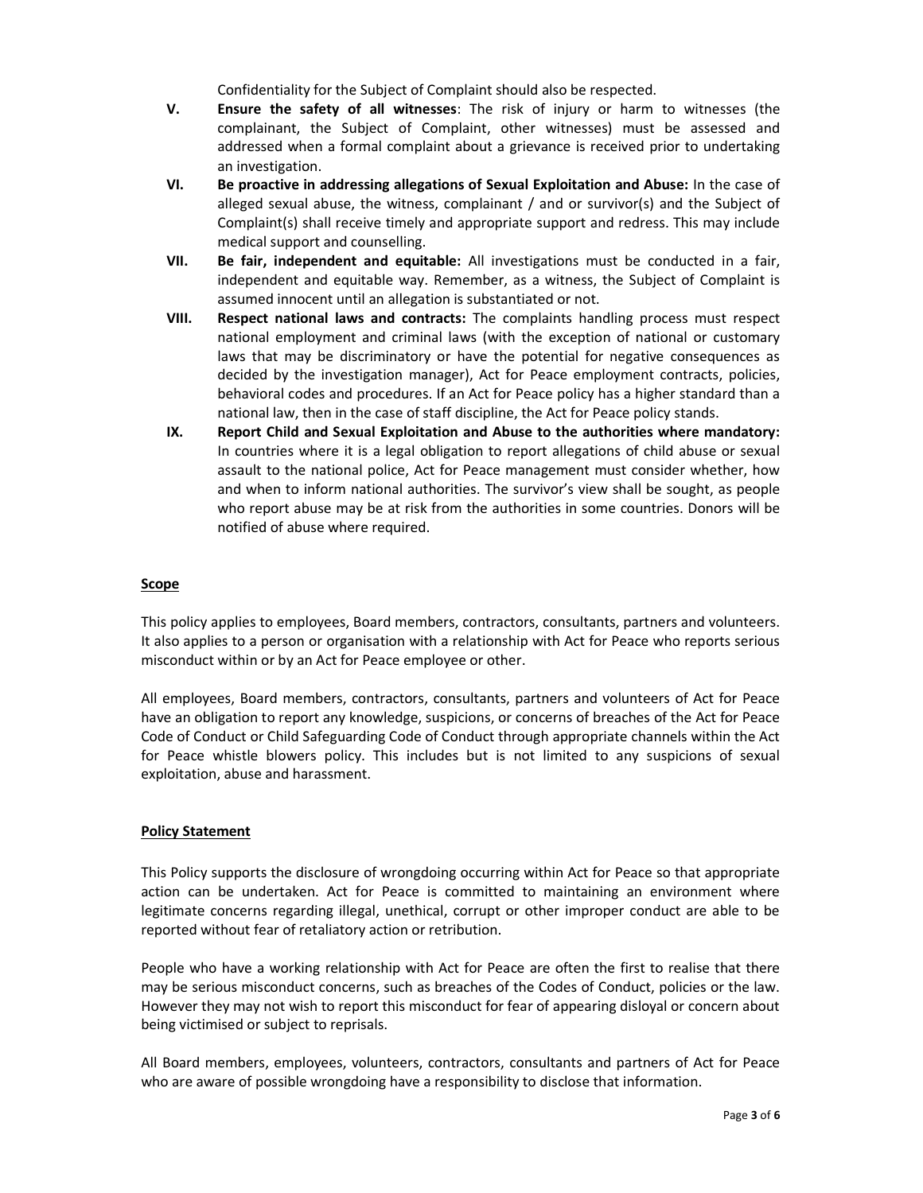Confidentiality for the Subject of Complaint should also be respected.

V. **Ensure the safety of all witnesses**: The risk of injury or harm to witnesses (the complainant, the Subject of Complaint, other witnesses) must be assessed and addressed when a formal complaint about a grievance is received prior to undertaking an investigation.

VI. **Be proactive in addressing allegations of Sexual Exploitation and Abuse:** In the case of alleged sexual abuse, the witness, complainant / and or survivor(s) and the Subject of Complaint(s) shall receive timely and appropriate support and redress. This may include medical support and counselling.

VII. **Be fair, independent and equitable:** All investigations must be conducted in a fair, independent and equitable way. Remember, as a witness, the Subject of Complaint is assumed innocent until an allegation is substantiated or not.

VIII. **Respect national laws and contracts:** The complaints handling process must respect national employment and criminal laws (with the exception of national or customary laws that may be discriminatory or have the potential for negative consequences as decided by the investigation manager), Act for Peace employment contracts, policies, behavioral codes and procedures. If an Act for Peace policy has a higher standard than a national law, then in the case of staff discipline, the Act for Peace policy stands.

IX. **Report Child and Sexual Exploitation and Abuse to the authorities where mandatory:** In countries where it is a legal obligation to report allegations of child abuse or sexual assault to the national police, Act for Peace management must consider whether, how and when to inform national authorities. The survivor's view shall be sought, as people who report abuse may be at risk from the authorities in some countries. Donors will be notified of abuse where required.

## Scope

This policy applies to employees, Board members, contractors, consultants, partners and volunteers. It also applies to a person or organisation with a relationship with Act for Peace who reports serious misconduct within or by an Act for Peace employee or other.

All employees, Board members, contractors, consultants, partners and volunteers of Act for Peace have an obligation to report any knowledge, suspicions, or concerns of breaches of the Act for Peace Code of Conduct or Child Safeguarding Code of Conduct through appropriate channels within the Act for Peace whistle blowers policy. This includes but is not limited to any suspicions of sexual exploitation, abuse and harassment.

## Policy Statement

This Policy supports the disclosure of wrongdoing occurring within Act for Peace so that appropriate action can be undertaken. Act for Peace is committed to maintaining an environment where legitimate concerns regarding illegal, unethical, corrupt or other improper conduct are able to be reported without fear of retaliatory action or retribution.

People who have a working relationship with Act for Peace are often the first to realise that there may be serious misconduct concerns, such as breaches of the Codes of Conduct, policies or the law. However they may not wish to report this misconduct for fear of appearing disloyal or concern about being victimised or subject to reprisals.

All Board members, employees, volunteers, contractors, consultants and partners of Act for Peace who are aware of possible wrongdoing have a responsibility to disclose that information.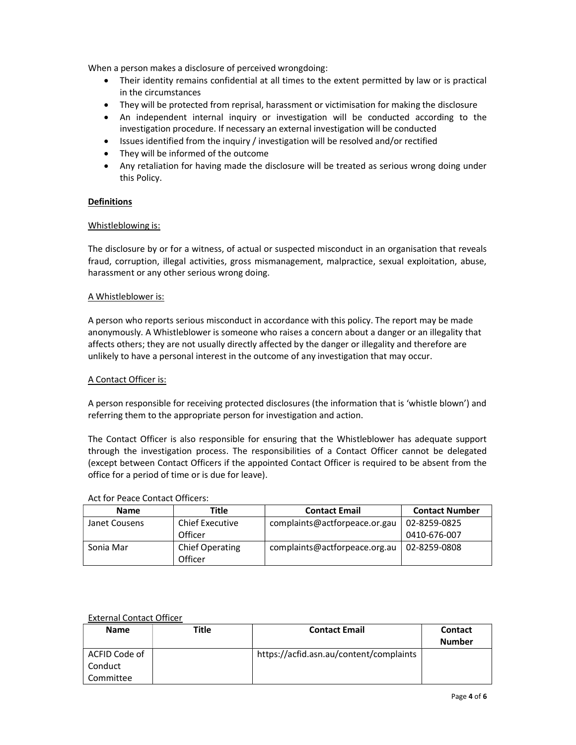When a person makes a disclosure of perceived wrongdoing:

- Their identity remains confidential at all times to the extent permitted by law or is practical in the circumstances
- They will be protected from reprisal, harassment or victimisation for making the disclosure
- An independent internal inquiry or investigation will be conducted according to the investigation procedure. If necessary an external investigation will be conducted
- Issues identified from the inquiry / investigation will be resolved and/or rectified
- They will be informed of the outcome
- Any retaliation for having made the disclosure will be treated as serious wrong doing under this Policy.

**Definitions**

Whistleblowing is:

The disclosure by or for a witness, of actual or suspected misconduct in an organisation that reveals fraud, corruption, illegal activities, gross mismanagement, malpractice, sexual exploitation, abuse, harassment or any other serious wrong doing.

A Whistleblower is:

A person who reports serious misconduct in accordance with this policy. The report may be made anonymously. A Whistleblower is someone who raises a concern about a danger or an illegality that affects others; they are not usually directly affected by the danger or illegality and therefore are unlikely to have a personal interest in the outcome of any investigation that may occur.

A Contact Officer is:

A person responsible for receiving protected disclosures (the information that is 'whistle blown') and referring them to the appropriate person for investigation and action.

The Contact Officer is also responsible for ensuring that the Whistleblower has adequate support through the investigation process. The responsibilities of a Contact Officer cannot be delegated (except between Contact Officers if the appointed Contact Officer is required to be absent from the office for a period of time or is due for leave).

Act for Peace Contact Officers:

| Name | Title | Contact Email | Contact Number |
|---|---|---|---|
| Janet Cousens | Chief Executive Officer | complaints@actforpeace.or.gau | 02-8259-0825<br>0410-676-007 |
| Sonia Mar | Chief Operating Officer | complaints@actforpeace.org.au | 02-8259-0808 |

External Contact Officer

| Name | Title | Contact Email | Contact Number |
|---|---|---|---|
| ACFID Code of Conduct Committee | | https://acfid.asn.au/content/complaints | |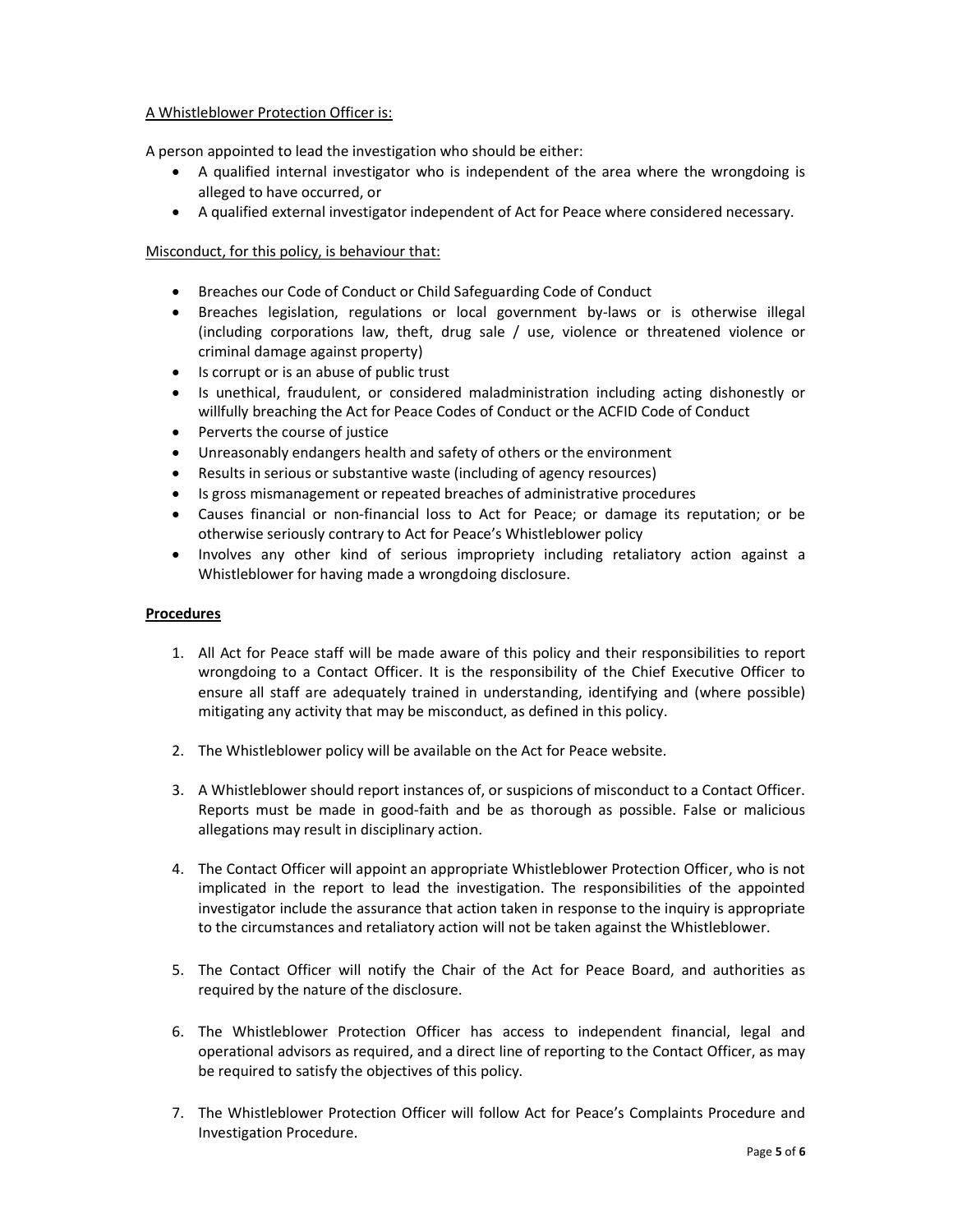A Whistleblower Protection Officer is:

A person appointed to lead the investigation who should be either:

- A qualified internal investigator who is independent of the area where the wrongdoing is alleged to have occurred, or
- A qualified external investigator independent of Act for Peace where considered necessary.

Misconduct, for this policy, is behaviour that:

- Breaches our Code of Conduct or Child Safeguarding Code of Conduct
- Breaches legislation, regulations or local government by-laws or is otherwise illegal (including corporations law, theft, drug sale / use, violence or threatened violence or criminal damage against property)
- Is corrupt or is an abuse of public trust
- Is unethical, fraudulent, or considered maladministration including acting dishonestly or willfully breaching the Act for Peace Codes of Conduct or the ACFID Code of Conduct
- Perverts the course of justice
- Unreasonably endangers health and safety of others or the environment
- Results in serious or substantive waste (including of agency resources)
- Is gross mismanagement or repeated breaches of administrative procedures
- Causes financial or non-financial loss to Act for Peace; or damage its reputation; or be otherwise seriously contrary to Act for Peace's Whistleblower policy
- Involves any other kind of serious impropriety including retaliatory action against a Whistleblower for having made a wrongdoing disclosure.

**Procedures**

1. All Act for Peace staff will be made aware of this policy and their responsibilities to report wrongdoing to a Contact Officer. It is the responsibility of the Chief Executive Officer to ensure all staff are adequately trained in understanding, identifying and (where possible) mitigating any activity that may be misconduct, as defined in this policy.

2. The Whistleblower policy will be available on the Act for Peace website.

3. A Whistleblower should report instances of, or suspicions of misconduct to a Contact Officer. Reports must be made in good-faith and be as thorough as possible. False or malicious allegations may result in disciplinary action.

4. The Contact Officer will appoint an appropriate Whistleblower Protection Officer, who is not implicated in the report to lead the investigation. The responsibilities of the appointed investigator include the assurance that action taken in response to the inquiry is appropriate to the circumstances and retaliatory action will not be taken against the Whistleblower.

5. The Contact Officer will notify the Chair of the Act for Peace Board, and authorities as required by the nature of the disclosure.

6. The Whistleblower Protection Officer has access to independent financial, legal and operational advisors as required, and a direct line of reporting to the Contact Officer, as may be required to satisfy the objectives of this policy.

7. The Whistleblower Protection Officer will follow Act for Peace's Complaints Procedure and Investigation Procedure.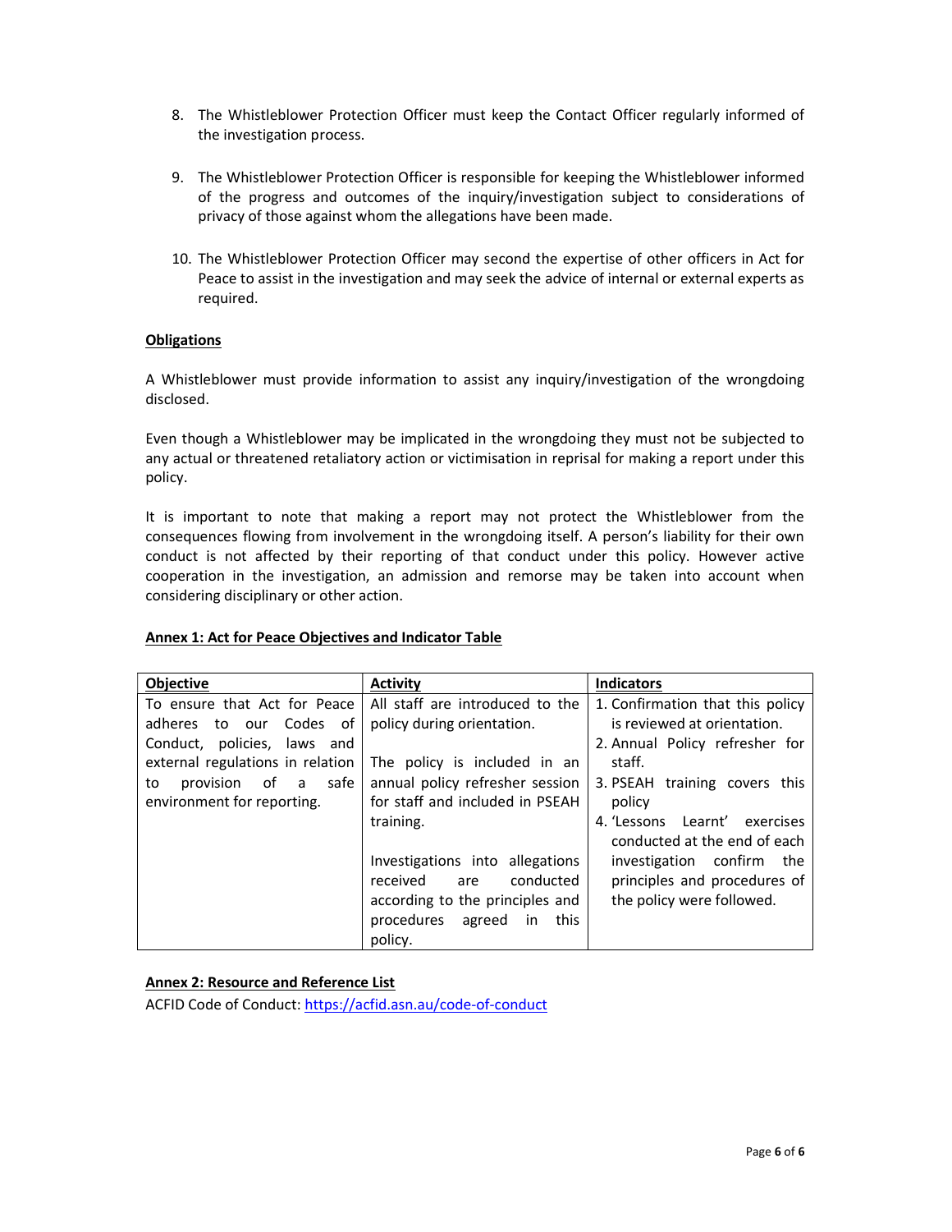8. The Whistleblower Protection Officer must keep the Contact Officer regularly informed of the investigation process.

9. The Whistleblower Protection Officer is responsible for keeping the Whistleblower informed of the progress and outcomes of the inquiry/investigation subject to considerations of privacy of those against whom the allegations have been made.

10. The Whistleblower Protection Officer may second the expertise of other officers in Act for Peace to assist in the investigation and may seek the advice of internal or external experts as required.

**Obligations**

A Whistleblower must provide information to assist any inquiry/investigation of the wrongdoing disclosed.

Even though a Whistleblower may be implicated in the wrongdoing they must not be subjected to any actual or threatened retaliatory action or victimisation in reprisal for making a report under this policy.

It is important to note that making a report may not protect the Whistleblower from the consequences flowing from involvement in the wrongdoing itself. A person's liability for their own conduct is not affected by their reporting of that conduct under this policy. However active cooperation in the investigation, an admission and remorse may be taken into account when considering disciplinary or other action.

**Annex 1: Act for Peace Objectives and Indicator Table**

| Objective | Activity | Indicators |
|---|---|---|
| To ensure that Act for Peace adheres to our Codes of Conduct, policies, laws and external regulations in relation to provision of a safe environment for reporting. | All staff are introduced to the policy during orientation.<br><br>The policy is included in an annual policy refresher session for staff and included in PSEAH training.<br><br>Investigations into allegations received are conducted according to the principles and procedures agreed in this policy. | 1. Confirmation that this policy is reviewed at orientation.<br>2. Annual Policy refresher for staff.<br>3. PSEAH training covers this policy<br>4. 'Lessons Learnt' exercises conducted at the end of each investigation confirm the principles and procedures of the policy were followed. |

**Annex 2: Resource and Reference List**

ACFID Code of Conduct: https://acfid.asn.au/code-of-conduct